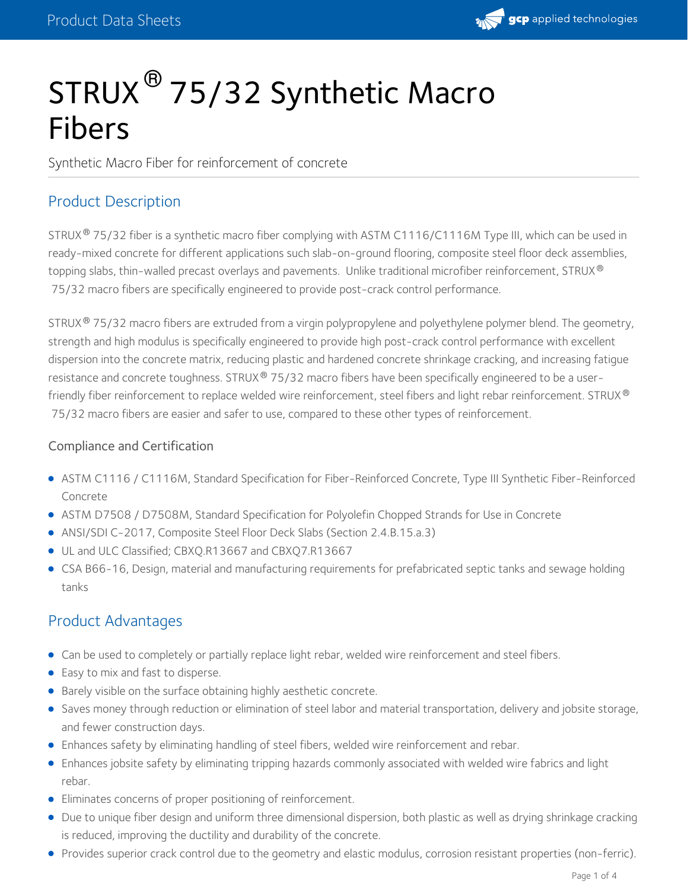# STRUX® 75/32 Synthetic Macro Fibers

Synthetic Macro Fiber for reinforcement of concrete

## Product Description

STRUX® 75/32 fiber is a synthetic macro fiber complying with ASTM C1116/C1116M Type III, which can be used in ready-mixed concrete for different applications such slab-on-ground flooring, composite steel floor deck assemblies, topping slabs, thin-walled precast overlays and pavements.  Unlike traditional microfiber reinforcement, STRUX® 75/32 macro fibers are specifically engineered to provide post-crack control performance.

STRUX® 75/32 macro fibers are extruded from a virgin polypropylene and polyethylene polymer blend. The geometry, strength and high modulus is specifically engineered to provide high post-crack control performance with excellent dispersion into the concrete matrix, reducing plastic and hardened concrete shrinkage cracking, and increasing fatigue resistance and concrete toughness. STRUX® 75/32 macro fibers have been specifically engineered to be a user-friendly fiber reinforcement to replace welded wire reinforcement, steel fibers and light rebar reinforcement. STRUX® 75/32 macro fibers are easier and safer to use, compared to these other types of reinforcement.

### Compliance and Certification

- ASTM C1116 / C1116M, Standard Specification for Fiber-Reinforced Concrete, Type III Synthetic Fiber-Reinforced Concrete
- ASTM D7508 / D7508M, Standard Specification for Polyolefin Chopped Strands for Use in Concrete
- ANSI/SDI C-2017, Composite Steel Floor Deck Slabs (Section 2.4.B.15.a.3)
- UL and ULC Classified; CBXQ.R13667 and CBXQ7.R13667
- CSA B66-16, Design, material and manufacturing requirements for prefabricated septic tanks and sewage holding tanks

## Product Advantages

- Can be used to completely or partially replace light rebar, welded wire reinforcement and steel fibers.
- Easy to mix and fast to disperse.
- Barely visible on the surface obtaining highly aesthetic concrete.
- Saves money through reduction or elimination of steel labor and material transportation, delivery and jobsite storage, and fewer construction days.
- Enhances safety by eliminating handling of steel fibers, welded wire reinforcement and rebar.
- Enhances jobsite safety by eliminating tripping hazards commonly associated with welded wire fabrics and light rebar.
- Eliminates concerns of proper positioning of reinforcement.
- Due to unique fiber design and uniform three dimensional dispersion, both plastic as well as drying shrinkage cracking is reduced, improving the ductility and durability of the concrete.
- Provides superior crack control due to the geometry and elastic modulus, corrosion resistant properties (non-ferric).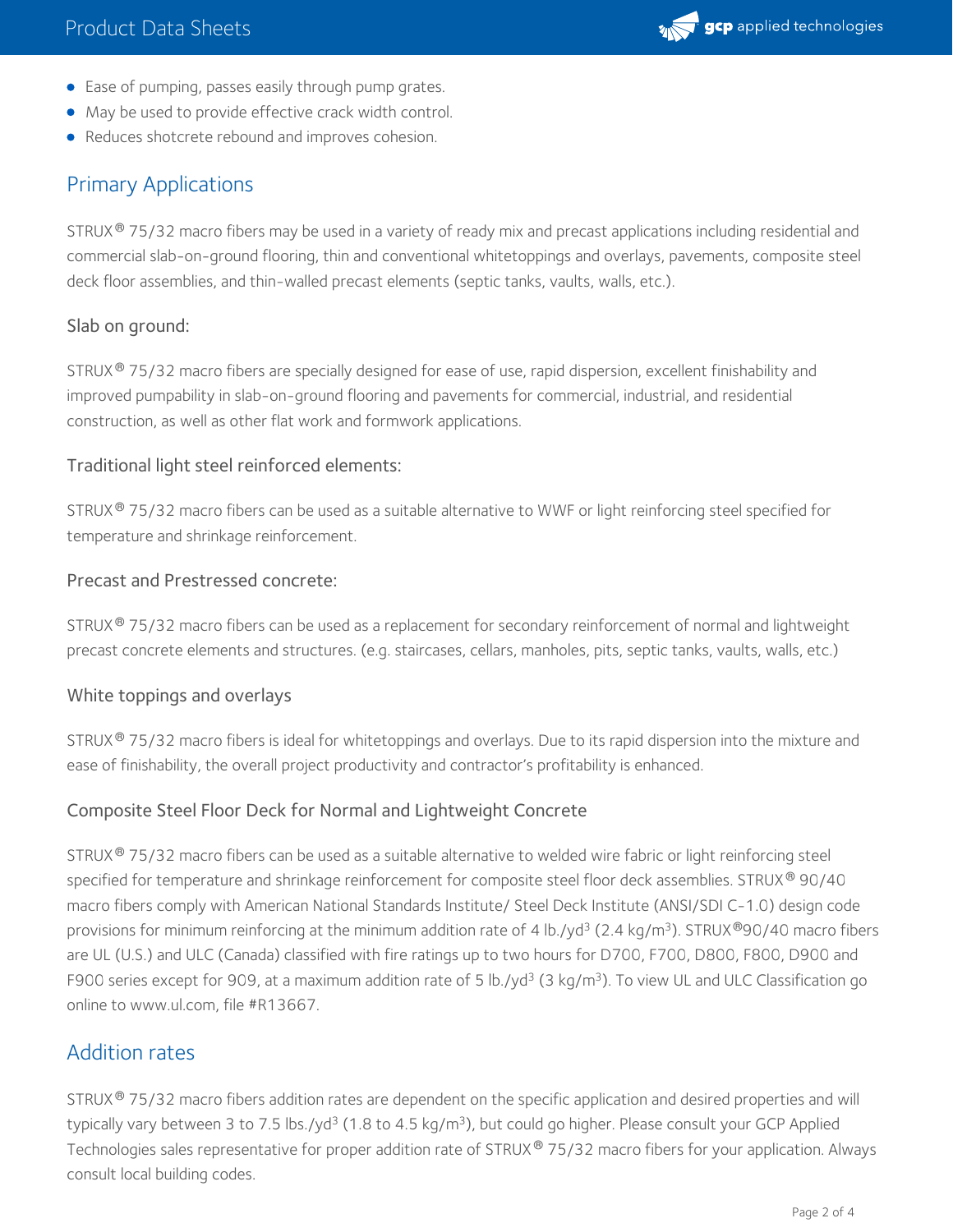- Ease of pumping, passes easily through pump grates.
- May be used to provide effective crack width control.
- Reduces shotcrete rebound and improves cohesion.

## Primary Applications

STRUX® 75/32 macro fibers may be used in a variety of ready mix and precast applications including residential and commercial slab-on-ground flooring, thin and conventional whitetoppings and overlays, pavements, composite steel deck floor assemblies, and thin-walled precast elements (septic tanks, vaults, walls, etc.).

### Slab on ground:

STRUX® 75/32 macro fibers are specially designed for ease of use, rapid dispersion, excellent finishability and improved pumpability in slab-on-ground flooring and pavements for commercial, industrial, and residential construction, as well as other flat work and formwork applications.

### Traditional light steel reinforced elements:

STRUX® 75/32 macro fibers can be used as a suitable alternative to WWF or light reinforcing steel specified for temperature and shrinkage reinforcement.

### Precast and Prestressed concrete:

STRUX® 75/32 macro fibers can be used as a replacement for secondary reinforcement of normal and lightweight precast concrete elements and structures. (e.g. staircases, cellars, manholes, pits, septic tanks, vaults, walls, etc.)

### White toppings and overlays

STRUX® 75/32 macro fibers is ideal for whitetoppings and overlays. Due to its rapid dispersion into the mixture and ease of finishability, the overall project productivity and contractor's profitability is enhanced.

### Composite Steel Floor Deck for Normal and Lightweight Concrete

STRUX® 75/32 macro fibers can be used as a suitable alternative to welded wire fabric or light reinforcing steel specified for temperature and shrinkage reinforcement for composite steel floor deck assemblies. STRUX® 90/40 macro fibers comply with American National Standards Institute/ Steel Deck Institute (ANSI/SDI C-1.0) design code provisions for minimum reinforcing at the minimum addition rate of 4 lb./yd$^3$ (2.4 kg/m$^3$). STRUX®90/40 macro fibers are UL (U.S.) and ULC (Canada) classified with fire ratings up to two hours for D700, F700, D800, F800, D900 and F900 series except for 909, at a maximum addition rate of 5 lb./yd$^3$ (3 kg/m$^3$). To view UL and ULC Classification go online to www.ul.com, file #R13667.

## Addition rates

STRUX® 75/32 macro fibers addition rates are dependent on the specific application and desired properties and will typically vary between 3 to 7.5 lbs./yd$^3$ (1.8 to 4.5 kg/m$^3$), but could go higher. Please consult your GCP Applied Technologies sales representative for proper addition rate of STRUX® 75/32 macro fibers for your application. Always consult local building codes.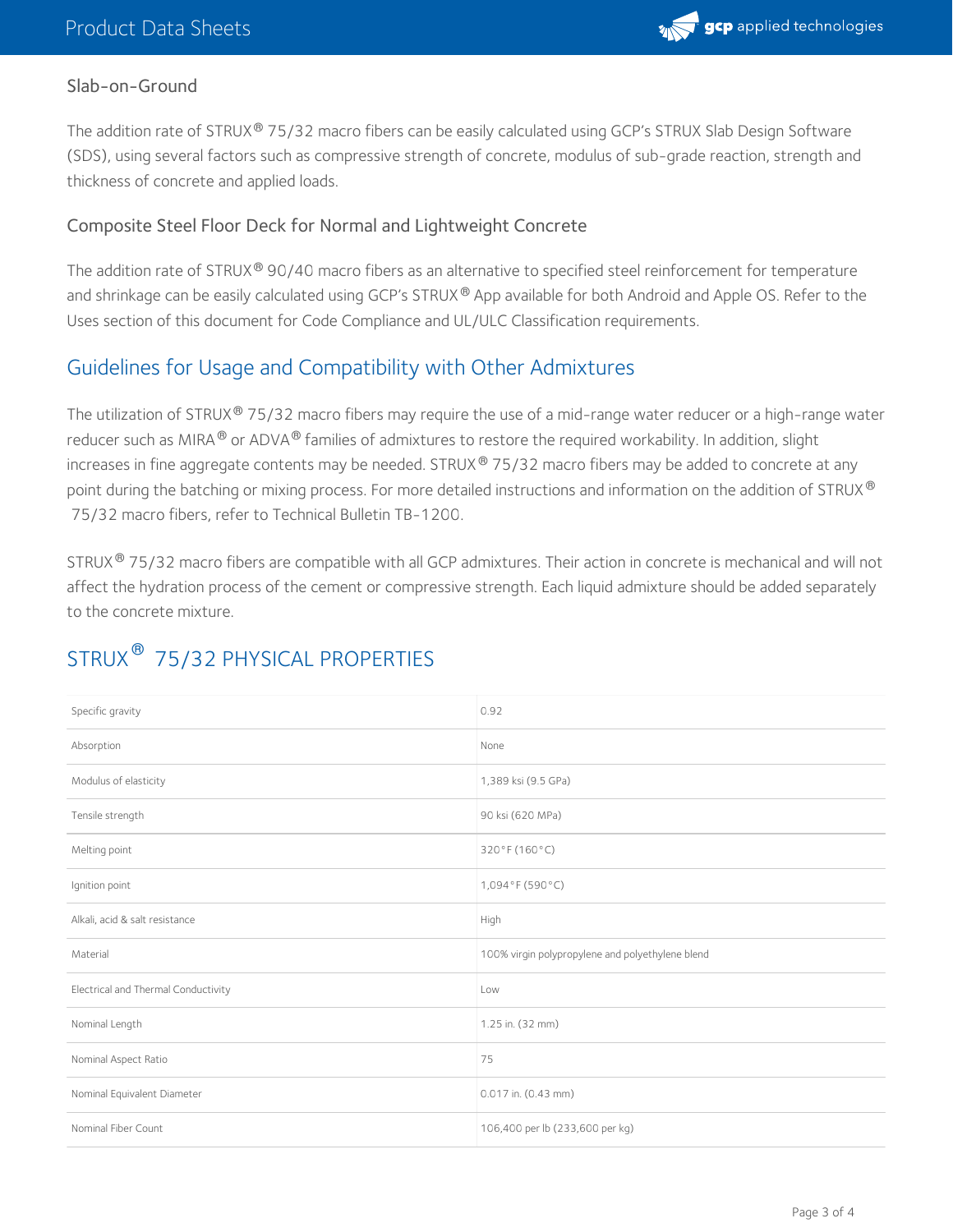### Slab-on-Ground

The addition rate of STRUX® 75/32 macro fibers can be easily calculated using GCP's STRUX Slab Design Software (SDS), using several factors such as compressive strength of concrete, modulus of sub-grade reaction, strength and thickness of concrete and applied loads.

### Composite Steel Floor Deck for Normal and Lightweight Concrete

The addition rate of STRUX® 90/40 macro fibers as an alternative to specified steel reinforcement for temperature and shrinkage can be easily calculated using GCP's STRUX® App available for both Android and Apple OS. Refer to the Uses section of this document for Code Compliance and UL/ULC Classification requirements.

## Guidelines for Usage and Compatibility with Other Admixtures

The utilization of STRUX® 75/32 macro fibers may require the use of a mid-range water reducer or a high-range water reducer such as MIRA® or ADVA® families of admixtures to restore the required workability. In addition, slight increases in fine aggregate contents may be needed. STRUX® 75/32 macro fibers may be added to concrete at any point during the batching or mixing process. For more detailed instructions and information on the addition of STRUX® 75/32 macro fibers, refer to Technical Bulletin TB-1200.

STRUX® 75/32 macro fibers are compatible with all GCP admixtures. Their action in concrete is mechanical and will not affect the hydration process of the cement or compressive strength. Each liquid admixture should be added separately to the concrete mixture.

## STRUX® 75/32 PHYSICAL PROPERTIES

| | |
|---|---|
| Specific gravity | 0.92 |
| Absorption | None |
| Modulus of elasticity | 1,389 ksi (9.5 GPa) |
| Tensile strength | 90 ksi (620 MPa) |
| Melting point | 320°F (160°C) |
| Ignition point | 1,094°F (590°C) |
| Alkali, acid & salt resistance | High |
| Material | 100% virgin polypropylene and polyethylene blend |
| Electrical and Thermal Conductivity | Low |
| Nominal Length | 1.25 in. (32 mm) |
| Nominal Aspect Ratio | 75 |
| Nominal Equivalent Diameter | 0.017 in. (0.43 mm) |
| Nominal Fiber Count | 106,400 per lb (233,600 per kg) |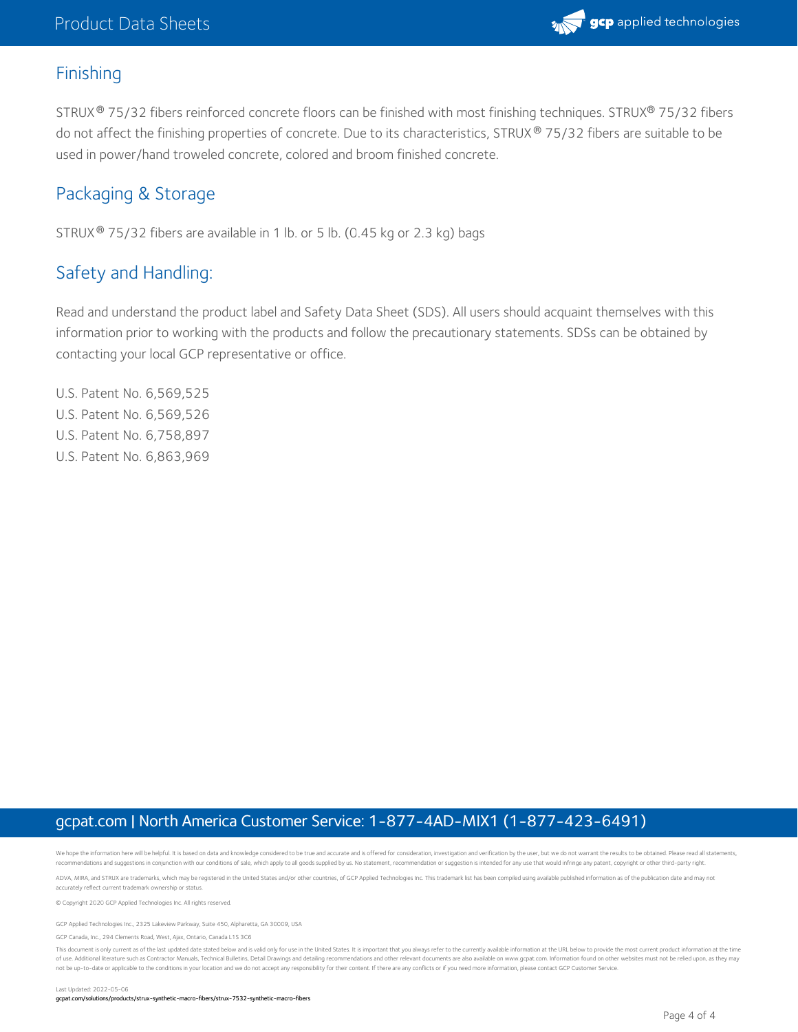## Finishing

STRUX® 75/32 fibers reinforced concrete floors can be finished with most finishing techniques. STRUX® 75/32 fibers do not affect the finishing properties of concrete. Due to its characteristics, STRUX® 75/32 fibers are suitable to be used in power/hand troweled concrete, colored and broom finished concrete.

## Packaging & Storage

STRUX® 75/32 fibers are available in 1 lb. or 5 lb. (0.45 kg or 2.3 kg) bags

## Safety and Handling:

Read and understand the product label and Safety Data Sheet (SDS). All users should acquaint themselves with this information prior to working with the products and follow the precautionary statements. SDSs can be obtained by contacting your local GCP representative or office.

U.S. Patent No. 6,569,525
U.S. Patent No. 6,569,526
U.S. Patent No. 6,758,897
U.S. Patent No. 6,863,969

gcpat.com | North America Customer Service: 1-877-4AD-MIX1 (1-877-423-6491)

We hope the information here will be helpful. It is based on data and knowledge considered to be true and accurate and is offered for consideration, investigation and verification by the user, but we do not warrant the results to be obtained. Please read all statements, recommendations and suggestions in conjunction with our conditions of sale, which apply to all goods supplied by us. No statement, recommendation or suggestion is intended for any use that would infringe any patent, copyright or other third-party right.

ADVA, MIRA, and STRUX are trademarks, which may be registered in the United States and/or other countries, of GCP Applied Technologies Inc. This trademark list has been compiled using available published information as of the publication date and may not accurately reflect current trademark ownership or status.

© Copyright 2020 GCP Applied Technologies Inc. All rights reserved.

GCP Applied Technologies Inc., 2325 Lakeview Parkway, Suite 450, Alpharetta, GA 30009, USA

GCP Canada, Inc., 294 Clements Road, West, Ajax, Ontario, Canada L1S 3C6

This document is only current as of the last updated date stated below and is valid only for use in the United States. It is important that you always refer to the currently available information at the URL below to provide the most current product information at the time of use. Additional literature such as Contractor Manuals, Technical Bulletins, Detail Drawings and detailing recommendations and other relevant documents are also available on www.gcpat.com. Information found on other websites must not be relied upon, as they may not be up-to-date or applicable to the conditions in your location and we do not accept any responsibility for their content. If there are any conflicts or if you need more information, please contact GCP Customer Service.

Last Updated: 2022-05-06
gcpat.com/solutions/products/strux-synthetic-macro-fibers/strux-7532-synthetic-macro-fibers